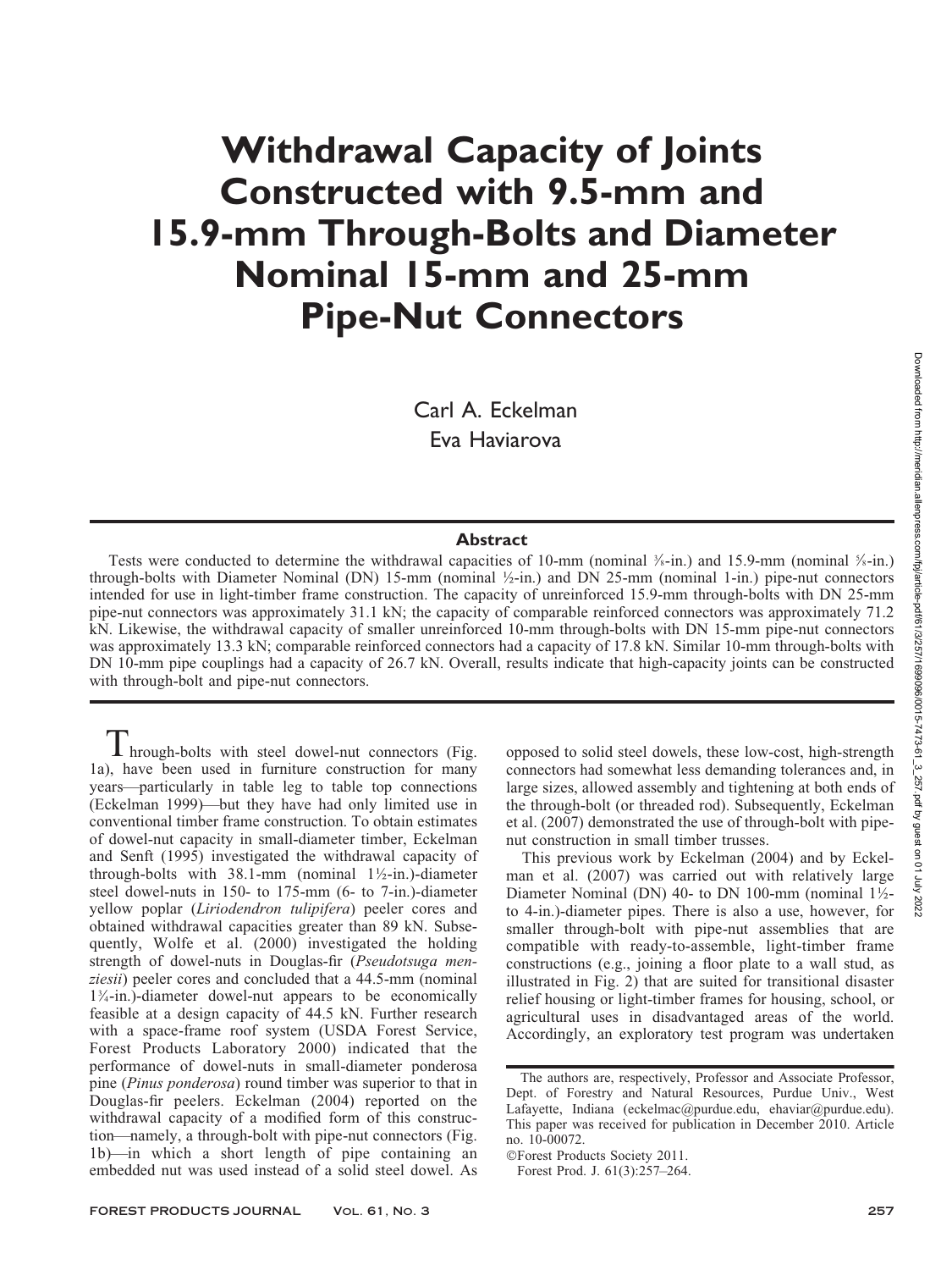# Withdrawal Capacity of Joints Constructed with 9.5-mm and 15.9-mm Through-Bolts and Diameter Nominal 15-mm and 25-mm Pipe-Nut Connectors

Carl A. Eckelman
Eva Haviarova

## Abstract

Tests were conducted to determine the withdrawal capacities of 10-mm (nominal ⅜-in.) and 15.9-mm (nominal ⅝-in.) through-bolts with Diameter Nominal (DN) 15-mm (nominal ½-in.) and DN 25-mm (nominal 1-in.) pipe-nut connectors intended for use in light-timber frame construction. The capacity of unreinforced 15.9-mm through-bolts with DN 25-mm pipe-nut connectors was approximately 31.1 kN; the capacity of comparable reinforced connectors was approximately 71.2 kN. Likewise, the withdrawal capacity of smaller unreinforced 10-mm through-bolts with DN 15-mm pipe-nut connectors was approximately 13.3 kN; comparable reinforced connectors had a capacity of 17.8 kN. Similar 10-mm through-bolts with DN 10-mm pipe couplings had a capacity of 26.7 kN. Overall, results indicate that high-capacity joints can be constructed with through-bolt and pipe-nut connectors.

Through-bolts with steel dowel-nut connectors (Fig. 1a), have been used in furniture construction for many years—particularly in table leg to table top connections (Eckelman 1999)—but they have had only limited use in conventional timber frame construction. To obtain estimates of dowel-nut capacity in small-diameter timber, Eckelman and Senft (1995) investigated the withdrawal capacity of through-bolts with 38.1-mm (nominal 1½-in.)-diameter steel dowel-nuts in 150- to 175-mm (6- to 7-in.)-diameter yellow poplar (*Liriodendron tulipifera*) peeler cores and obtained withdrawal capacities greater than 89 kN. Subsequently, Wolfe et al. (2000) investigated the holding strength of dowel-nuts in Douglas-fir (*Pseudotsuga menziesii*) peeler cores and concluded that a 44.5-mm (nominal 1¾-in.)-diameter dowel-nut appears to be economically feasible at a design capacity of 44.5 kN. Further research with a space-frame roof system (USDA Forest Service, Forest Products Laboratory 2000) indicated that the performance of dowel-nuts in small-diameter ponderosa pine (*Pinus ponderosa*) round timber was superior to that in Douglas-fir peelers. Eckelman (2004) reported on the withdrawal capacity of a modified form of this construction—namely, a through-bolt with pipe-nut connectors (Fig. 1b)—in which a short length of pipe containing an embedded nut was used instead of a solid steel dowel. As opposed to solid steel dowels, these low-cost, high-strength connectors had somewhat less demanding tolerances and, in large sizes, allowed assembly and tightening at both ends of the through-bolt (or threaded rod). Subsequently, Eckelman et al. (2007) demonstrated the use of through-bolt with pipe-nut construction in small timber trusses.

This previous work by Eckelman (2004) and by Eckelman et al. (2007) was carried out with relatively large Diameter Nominal (DN) 40- to DN 100-mm (nominal 1½- to 4-in.)-diameter pipes. There is also a use, however, for smaller through-bolt with pipe-nut assemblies that are compatible with ready-to-assemble, light-timber frame constructions (e.g., joining a floor plate to a wall stud, as illustrated in Fig. 2) that are suited for transitional disaster relief housing or light-timber frames for housing, school, or agricultural uses in disadvantaged areas of the world. Accordingly, an exploratory test program was undertaken

The authors are, respectively, Professor and Associate Professor, Dept. of Forestry and Natural Resources, Purdue Univ., West Lafayette, Indiana (eckelmac@purdue.edu, ehaviar@purdue.edu). This paper was received for publication in December 2010. Article no. 10-00072.

©Forest Products Society 2011.
Forest Prod. J. 61(3):257–264.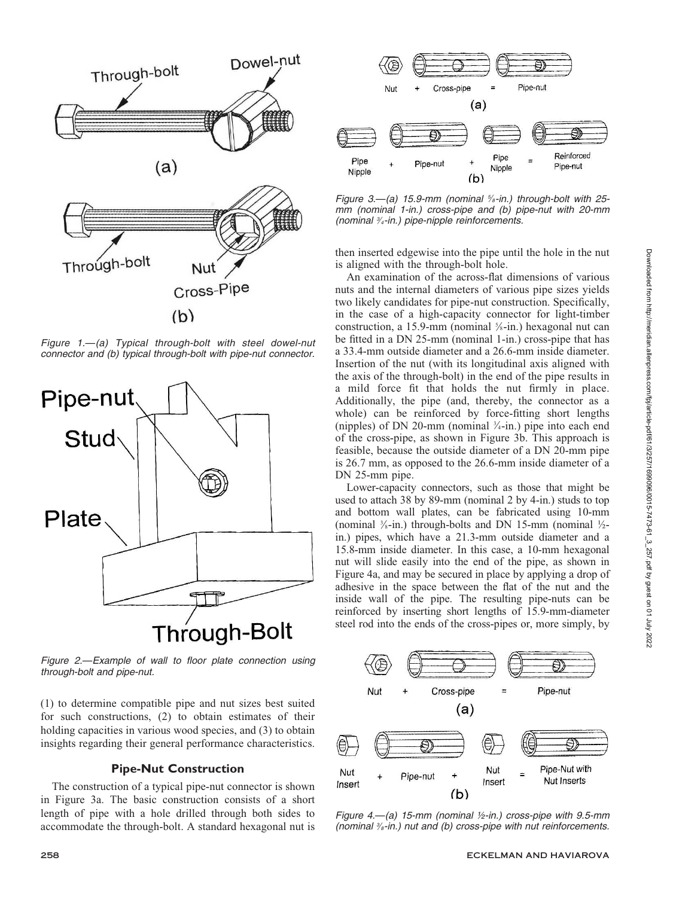Figure 1.—(a) Typical through-bolt with steel dowel-nut connector and (b) typical through-bolt with pipe-nut connector.

Figure 2.—Example of wall to floor plate connection using through-bolt and pipe-nut.

(1) to determine compatible pipe and nut sizes best suited for such constructions, (2) to obtain estimates of their holding capacities in various wood species, and (3) to obtain insights regarding their general performance characteristics.

### Pipe-Nut Construction

The construction of a typical pipe-nut connector is shown in Figure 3a. The basic construction consists of a short length of pipe with a hole drilled through both sides to accommodate the through-bolt. A standard hexagonal nut is then inserted edgewise into the pipe until the hole in the nut is aligned with the through-bolt hole.

An examination of the across-flat dimensions of various nuts and the internal diameters of various pipe sizes yields two likely candidates for pipe-nut construction. Specifically, in the case of a high-capacity connector for light-timber construction, a 15.9-mm (nominal ⅝-in.) hexagonal nut can be fitted in a DN 25-mm (nominal 1-in.) cross-pipe that has a 33.4-mm outside diameter and a 26.6-mm inside diameter. Insertion of the nut (with its longitudinal axis aligned with the axis of the through-bolt) in the end of the pipe results in a mild force fit that holds the nut firmly in place. Additionally, the pipe (and, thereby, the connector as a whole) can be reinforced by force-fitting short lengths (nipples) of DN 20-mm (nominal ¾-in.) pipe into each end of the cross-pipe, as shown in Figure 3b. This approach is feasible, because the outside diameter of a DN 20-mm pipe is 26.7 mm, as opposed to the 26.6-mm inside diameter of a DN 25-mm pipe.

Lower-capacity connectors, such as those that might be used to attach 38 by 89-mm (nominal 2 by 4-in.) studs to top and bottom wall plates, can be fabricated using 10-mm (nominal ⅜-in.) through-bolts and DN 15-mm (nominal ½-in.) pipes, which have a 21.3-mm outside diameter and a 15.8-mm inside diameter. In this case, a 10-mm hexagonal nut will slide easily into the end of the pipe, as shown in Figure 4a, and may be secured in place by applying a drop of adhesive in the space between the flat of the nut and the inside wall of the pipe. The resulting pipe-nuts can be reinforced by inserting short lengths of 15.9-mm-diameter steel rod into the ends of the cross-pipes or, more simply, by

Figure 3.—(a) 15.9-mm (nominal ⅝-in.) through-bolt with 25-mm (nominal 1-in.) cross-pipe and (b) pipe-nut with 20-mm (nominal ¾-in.) pipe-nipple reinforcements.

Figure 4.—(a) 15-mm (nominal ½-in.) cross-pipe with 9.5-mm (nominal ⅜-in.) nut and (b) cross-pipe with nut reinforcements.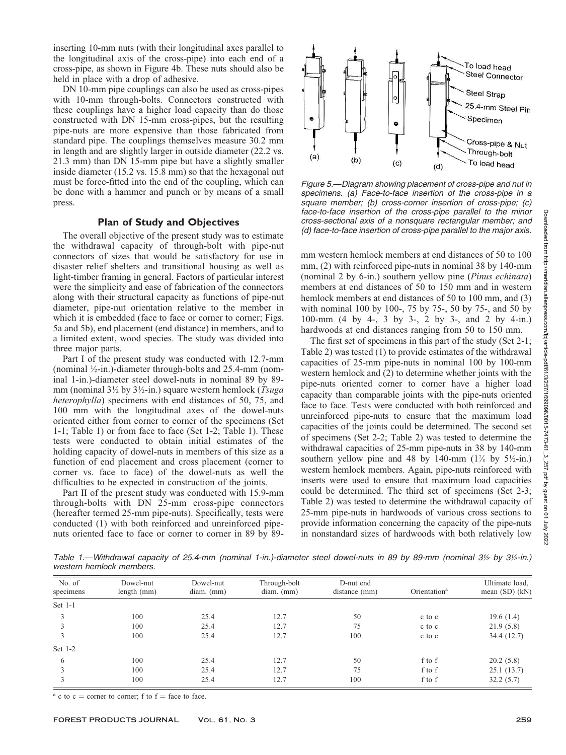inserting 10-mm nuts (with their longitudinal axes parallel to the longitudinal axis of the cross-pipe) into each end of a cross-pipe, as shown in Figure 4b. These nuts should also be held in place with a drop of adhesive.

DN 10-mm pipe couplings can also be used as cross-pipes with 10-mm through-bolts. Connectors constructed with these couplings have a higher load capacity than do those constructed with DN 15-mm cross-pipes, but the resulting pipe-nuts are more expensive than those fabricated from standard pipe. The couplings themselves measure 30.2 mm in length and are slightly larger in outside diameter (22.2 vs. 21.3 mm) than DN 15-mm pipe but have a slightly smaller inside diameter (15.2 vs. 15.8 mm) so that the hexagonal nut must be force-fitted into the end of the coupling, which can be done with a hammer and punch or by means of a small press.

## Plan of Study and Objectives

The overall objective of the present study was to estimate the withdrawal capacity of through-bolt with pipe-nut connectors of sizes that would be satisfactory for use in disaster relief shelters and transitional housing as well as light-timber framing in general. Factors of particular interest were the simplicity and ease of fabrication of the connectors along with their structural capacity as functions of pipe-nut diameter, pipe-nut orientation relative to the member in which it is embedded (face to face or corner to corner; Figs. 5a and 5b), end placement (end distance) in members, and to a limited extent, wood species. The study was divided into three major parts.

Part I of the present study was conducted with 12.7-mm (nominal ½-in.)-diameter through-bolts and 25.4-mm (nominal 1-in.)-diameter steel dowel-nuts in nominal 89 by 89-mm (nominal 3½ by 3½-in.) square western hemlock (*Tsuga heterophylla*) specimens with end distances of 50, 75, and 100 mm with the longitudinal axes of the dowel-nuts oriented either from corner to corner of the specimens (Set 1-1; Table 1) or from face to face (Set 1-2; Table 1). These tests were conducted to obtain initial estimates of the holding capacity of dowel-nuts in members of this size as a function of end placement and cross placement (corner to corner vs. face to face) of the dowel-nuts as well the difficulties to be expected in construction of the joints.

Part II of the present study was conducted with 15.9-mm through-bolts with DN 25-mm cross-pipe connectors (hereafter termed 25-mm pipe-nuts). Specifically, tests were conducted (1) with both reinforced and unreinforced pipe-nuts oriented face to face or corner to corner in 89 by 89-mm western hemlock members at end distances of 50 to 100 mm, (2) with reinforced pipe-nuts in nominal 38 by 140-mm (nominal 2 by 6-in.) southern yellow pine (*Pinus echinata*) members at end distances of 50 to 150 mm and in western hemlock members at end distances of 50 to 100 mm, and (3) with nominal 100 by 100-, 75 by 75-, 50 by 75-, and 50 by 100-mm (4 by 4-, 3 by 3-, 2 by 3-, and 2 by 4-in.) hardwoods at end distances ranging from 50 to 150 mm.

The first set of specimens in this part of the study (Set 2-1; Table 2) was tested (1) to provide estimates of the withdrawal capacities of 25-mm pipe-nuts in nominal 100 by 100-mm western hemlock and (2) to determine whether joints with the pipe-nuts oriented corner to corner have a higher load capacity than comparable joints with the pipe-nuts oriented face to face. Tests were conducted with both reinforced and unreinforced pipe-nuts to ensure that the maximum load capacities of the joints could be determined. The second set of specimens (Set 2-2; Table 2) was tested to determine the withdrawal capacities of 25-mm pipe-nuts in 38 by 140-mm southern yellow pine and 48 by 140-mm (1⅞ by 5½-in.) western hemlock members. Again, pipe-nuts reinforced with inserts were used to ensure that maximum load capacities could be determined. The third set of specimens (Set 2-3; Table 2) was tested to determine the withdrawal capacity of 25-mm pipe-nuts in hardwoods of various cross sections to provide information concerning the capacity of the pipe-nuts in nonstandard sizes of hardwoods with both relatively low

Figure 5.—*Diagram showing placement of cross-pipe and nut in specimens. (a) Face-to-face insertion of the cross-pipe in a square member; (b) cross-corner insertion of cross-pipe; (c) face-to-face insertion of the cross-pipe parallel to the minor cross-sectional axis of a nonsquare rectangular member; and (d) face-to-face insertion of cross-pipe parallel to the major axis.*

Table 1.—*Withdrawal capacity of 25.4-mm (nominal 1-in.)-diameter steel dowel-nuts in 89 by 89-mm (nominal 3½ by 3½-in.) western hemlock members.*

| No. of specimens | Dowel-nut length (mm) | Dowel-nut diam. (mm) | Through-bolt diam. (mm) | D-nut end distance (mm) | Orientation[a] | Ultimate load, mean (SD) (kN) |
|---|---|---|---|---|---|---|
| Set 1-1 | | | | | | |
| 3 | 100 | 25.4 | 12.7 | 50 | c to c | 19.6 (1.4) |
| 3 | 100 | 25.4 | 12.7 | 75 | c to c | 21.9 (5.8) |
| 3 | 100 | 25.4 | 12.7 | 100 | c to c | 34.4 (12.7) |
| Set 1-2 | | | | | | |
| 6 | 100 | 25.4 | 12.7 | 50 | f to f | 20.2 (5.8) |
| 3 | 100 | 25.4 | 12.7 | 75 | f to f | 25.1 (13.7) |
| 3 | 100 | 25.4 | 12.7 | 100 | f to f | 32.2 (5.7) |

[a] c to c = corner to corner; f to f = face to face.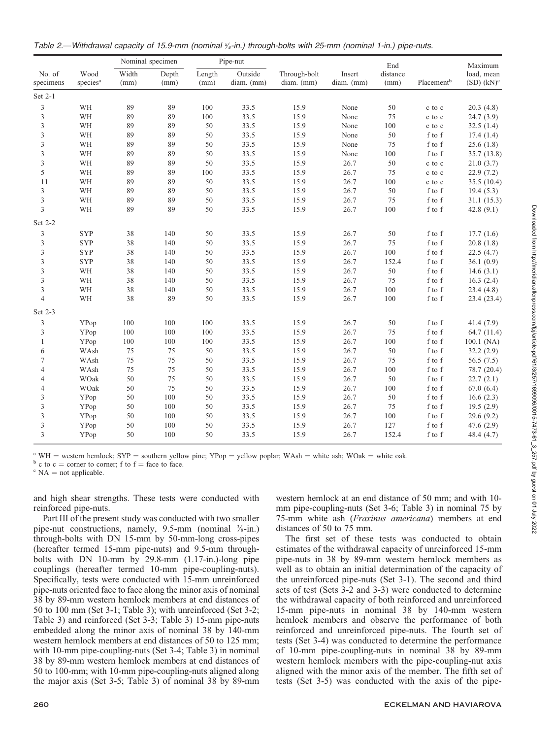Table 2.—Withdrawal capacity of 15.9-mm (nominal ⅝-in.) through-bolts with 25-mm (nominal 1-in.) pipe-nuts.

| No. of specimens | Wood species[a] | Nominal specimen | | Pipe-nut | | Through-bolt diam. (mm) | Insert diam. (mm) | End distance (mm) | Placement[b] | Maximum load, mean (SD) (kN)[c] |
|---|---|---|---|---|---|---|---|---|---|---|
| | | Width (mm) | Depth (mm) | Length (mm) | Outside diam. (mm) | | | | | |
| Set 2-1 | | | | | | | | | | |
| 3 | WH | 89 | 89 | 100 | 33.5 | 15.9 | None | 50 | c to c | 20.3 (4.8) |
| 3 | WH | 89 | 89 | 100 | 33.5 | 15.9 | None | 75 | c to c | 24.7 (3.9) |
| 3 | WH | 89 | 89 | 50 | 33.5 | 15.9 | None | 100 | c to c | 32.5 (1.4) |
| 3 | WH | 89 | 89 | 50 | 33.5 | 15.9 | None | 50 | f to f | 17.4 (1.4) |
| 3 | WH | 89 | 89 | 50 | 33.5 | 15.9 | None | 75 | f to f | 25.6 (1.8) |
| 3 | WH | 89 | 89 | 50 | 33.5 | 15.9 | None | 100 | f to f | 35.7 (13.8) |
| 3 | WH | 89 | 89 | 50 | 33.5 | 15.9 | 26.7 | 50 | c to c | 21.0 (3.7) |
| 5 | WH | 89 | 89 | 100 | 33.5 | 15.9 | 26.7 | 75 | c to c | 22.9 (7.2) |
| 11 | WH | 89 | 89 | 50 | 33.5 | 15.9 | 26.7 | 100 | c to c | 35.5 (10.4) |
| 3 | WH | 89 | 89 | 50 | 33.5 | 15.9 | 26.7 | 50 | f to f | 19.4 (5.3) |
| 3 | WH | 89 | 89 | 50 | 33.5 | 15.9 | 26.7 | 75 | f to f | 31.1 (15.3) |
| 3 | WH | 89 | 89 | 50 | 33.5 | 15.9 | 26.7 | 100 | f to f | 42.8 (9.1) |
| Set 2-2 | | | | | | | | | | |
| 3 | SYP | 38 | 140 | 50 | 33.5 | 15.9 | 26.7 | 50 | f to f | 17.7 (1.6) |
| 3 | SYP | 38 | 140 | 50 | 33.5 | 15.9 | 26.7 | 75 | f to f | 20.8 (1.8) |
| 3 | SYP | 38 | 140 | 50 | 33.5 | 15.9 | 26.7 | 100 | f to f | 22.5 (4.7) |
| 3 | SYP | 38 | 140 | 50 | 33.5 | 15.9 | 26.7 | 152.4 | f to f | 36.1 (0.9) |
| 3 | WH | 38 | 140 | 50 | 33.5 | 15.9 | 26.7 | 50 | f to f | 14.6 (3.1) |
| 3 | WH | 38 | 140 | 50 | 33.5 | 15.9 | 26.7 | 75 | f to f | 16.3 (2.4) |
| 3 | WH | 38 | 140 | 50 | 33.5 | 15.9 | 26.7 | 100 | f to f | 23.4 (4.8) |
| 4 | WH | 38 | 89 | 50 | 33.5 | 15.9 | 26.7 | 100 | f to f | 23.4 (23.4) |
| Set 2-3 | | | | | | | | | | |
| 3 | YPop | 100 | 100 | 100 | 33.5 | 15.9 | 26.7 | 50 | f to f | 41.4 (7.9) |
| 3 | YPop | 100 | 100 | 100 | 33.5 | 15.9 | 26.7 | 75 | f to f | 64.7 (11.4) |
| 1 | YPop | 100 | 100 | 100 | 33.5 | 15.9 | 26.7 | 100 | f to f | 100.1 (NA) |
| 6 | WAsh | 75 | 75 | 50 | 33.5 | 15.9 | 26.7 | 50 | f to f | 32.2 (2.9) |
| 7 | WAsh | 75 | 75 | 50 | 33.5 | 15.9 | 26.7 | 75 | f to f | 56.5 (7.5) |
| 4 | WAsh | 75 | 75 | 50 | 33.5 | 15.9 | 26.7 | 100 | f to f | 78.7 (20.4) |
| 4 | WOak | 50 | 75 | 50 | 33.5 | 15.9 | 26.7 | 50 | f to f | 22.7 (2.1) |
| 4 | WOak | 50 | 75 | 50 | 33.5 | 15.9 | 26.7 | 100 | f to f | 67.0 (6.4) |
| 3 | YPop | 50 | 100 | 50 | 33.5 | 15.9 | 26.7 | 50 | f to f | 16.6 (2.3) |
| 3 | YPop | 50 | 100 | 50 | 33.5 | 15.9 | 26.7 | 75 | f to f | 19.5 (2.9) |
| 3 | YPop | 50 | 100 | 50 | 33.5 | 15.9 | 26.7 | 100 | f to f | 29.6 (9.2) |
| 3 | YPop | 50 | 100 | 50 | 33.5 | 15.9 | 26.7 | 127 | f to f | 47.6 (2.9) |
| 3 | YPop | 50 | 100 | 50 | 33.5 | 15.9 | 26.7 | 152.4 | f to f | 48.4 (4.7) |

[a] WH = western hemlock; SYP = southern yellow pine; YPop = yellow poplar; WAsh = white ash; WOak = white oak.
[b] c to c = corner to corner; f to f = face to face.
[c] NA = not applicable.

and high shear strengths. These tests were conducted with reinforced pipe-nuts.

Part III of the present study was conducted with two smaller pipe-nut constructions, namely, 9.5-mm (nominal ⅜-in.) through-bolts with DN 15-mm by 50-mm-long cross-pipes (hereafter termed 15-mm pipe-nuts) and 9.5-mm through-bolts with DN 10-mm by 29.8-mm (1.17-in.)-long pipe couplings (hereafter termed 10-mm pipe-coupling-nuts). Specifically, tests were conducted with 15-mm unreinforced pipe-nuts oriented face to face along the minor axis of nominal 38 by 89-mm western hemlock members at end distances of 50 to 100 mm (Set 3-1; Table 3); with unreinforced (Set 3-2; Table 3) and reinforced (Set 3-3; Table 3) 15-mm pipe-nuts embedded along the minor axis of nominal 38 by 140-mm western hemlock members at end distances of 50 to 125 mm; with 10-mm pipe-coupling-nuts (Set 3-4; Table 3) in nominal 38 by 89-mm western hemlock members at end distances of 50 to 100-mm; with 10-mm pipe-coupling-nuts aligned along the major axis (Set 3-5; Table 3) of nominal 38 by 89-mm western hemlock at an end distance of 50 mm; and with 10-mm pipe-coupling-nuts (Set 3-6; Table 3) in nominal 75 by 75-mm white ash (*Fraxinus americana*) members at end distances of 50 to 75 mm.

The first set of these tests was conducted to obtain estimates of the withdrawal capacity of unreinforced 15-mm pipe-nuts in 38 by 89-mm western hemlock members as well as to obtain an initial determination of the capacity of the unreinforced pipe-nuts (Set 3-1). The second and third sets of test (Sets 3-2 and 3-3) were conducted to determine the withdrawal capacity of both reinforced and unreinforced 15-mm pipe-nuts in nominal 38 by 140-mm western hemlock members and observe the performance of both reinforced and unreinforced pipe-nuts. The fourth set of tests (Set 3-4) was conducted to determine the performance of 10-mm pipe-coupling-nuts in nominal 38 by 89-mm western hemlock members with the pipe-coupling-nut axis aligned with the minor axis of the member. The fifth set of tests (Set 3-5) was conducted with the axis of the pipe-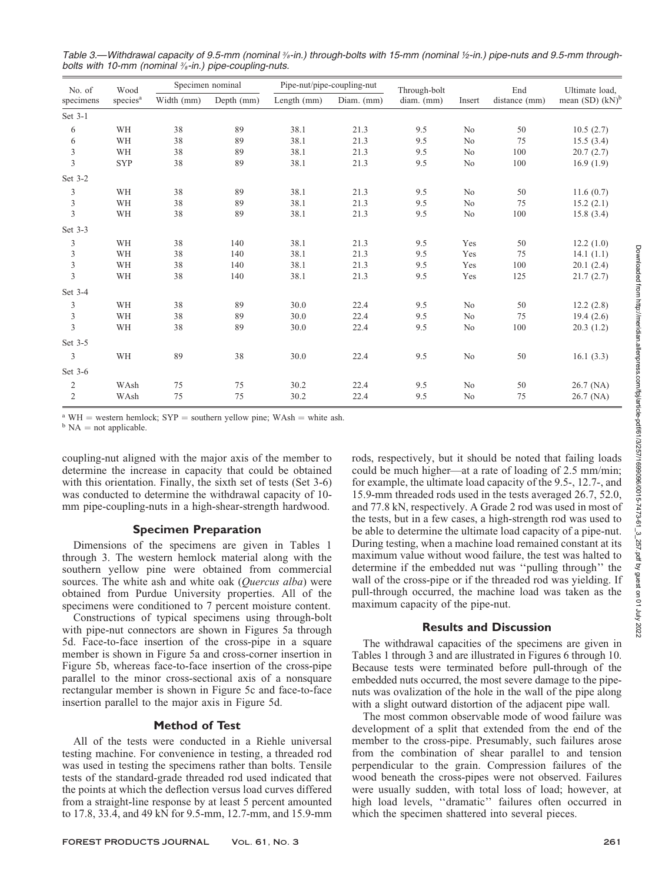Table 3.—Withdrawal capacity of 9.5-mm (nominal ⅜-in.) through-bolts with 15-mm (nominal ½-in.) pipe-nuts and 9.5-mm through-bolts with 10-mm (nominal ⅜-in.) pipe-coupling-nuts.

| No. of specimens | Wood species[a] | Specimen nominal | | Pipe-nut/pipe-coupling-nut | | Through-bolt diam. (mm) | Insert | End distance (mm) | Ultimate load, mean (SD) (kN)[b] |
|---|---|---|---|---|---|---|---|---|---|
| | | Width (mm) | Depth (mm) | Length (mm) | Diam. (mm) | | | | |
| Set 3-1 | | | | | | | | | |
| 6 | WH | 38 | 89 | 38.1 | 21.3 | 9.5 | No | 50 | 10.5 (2.7) |
| 6 | WH | 38 | 89 | 38.1 | 21.3 | 9.5 | No | 75 | 15.5 (3.4) |
| 3 | WH | 38 | 89 | 38.1 | 21.3 | 9.5 | No | 100 | 20.7 (2.7) |
| 3 | SYP | 38 | 89 | 38.1 | 21.3 | 9.5 | No | 100 | 16.9 (1.9) |
| Set 3-2 | | | | | | | | | |
| 3 | WH | 38 | 89 | 38.1 | 21.3 | 9.5 | No | 50 | 11.6 (0.7) |
| 3 | WH | 38 | 89 | 38.1 | 21.3 | 9.5 | No | 75 | 15.2 (2.1) |
| 3 | WH | 38 | 89 | 38.1 | 21.3 | 9.5 | No | 100 | 15.8 (3.4) |
| Set 3-3 | | | | | | | | | |
| 3 | WH | 38 | 140 | 38.1 | 21.3 | 9.5 | Yes | 50 | 12.2 (1.0) |
| 3 | WH | 38 | 140 | 38.1 | 21.3 | 9.5 | Yes | 75 | 14.1 (1.1) |
| 3 | WH | 38 | 140 | 38.1 | 21.3 | 9.5 | Yes | 100 | 20.1 (2.4) |
| 3 | WH | 38 | 140 | 38.1 | 21.3 | 9.5 | Yes | 125 | 21.7 (2.7) |
| Set 3-4 | | | | | | | | | |
| 3 | WH | 38 | 89 | 30.0 | 22.4 | 9.5 | No | 50 | 12.2 (2.8) |
| 3 | WH | 38 | 89 | 30.0 | 22.4 | 9.5 | No | 75 | 19.4 (2.6) |
| 3 | WH | 38 | 89 | 30.0 | 22.4 | 9.5 | No | 100 | 20.3 (1.2) |
| Set 3-5 | | | | | | | | | |
| 3 | WH | 89 | 38 | 30.0 | 22.4 | 9.5 | No | 50 | 16.1 (3.3) |
| Set 3-6 | | | | | | | | | |
| 2 | WAsh | 75 | 75 | 30.2 | 22.4 | 9.5 | No | 50 | 26.7 (NA) |
| 2 | WAsh | 75 | 75 | 30.2 | 22.4 | 9.5 | No | 75 | 26.7 (NA) |

[a] WH = western hemlock; SYP = southern yellow pine; WAsh = white ash.
[b] NA = not applicable.

coupling-nut aligned with the major axis of the member to determine the increase in capacity that could be obtained with this orientation. Finally, the sixth set of tests (Set 3-6) was conducted to determine the withdrawal capacity of 10-mm pipe-coupling-nuts in a high-shear-strength hardwood.

## Specimen Preparation

Dimensions of the specimens are given in Tables 1 through 3. The western hemlock material along with the southern yellow pine were obtained from commercial sources. The white ash and white oak (*Quercus alba*) were obtained from Purdue University properties. All of the specimens were conditioned to 7 percent moisture content.

Constructions of typical specimens using through-bolt with pipe-nut connectors are shown in Figures 5a through 5d. Face-to-face insertion of the cross-pipe in a square member is shown in Figure 5a and cross-corner insertion in Figure 5b, whereas face-to-face insertion of the cross-pipe parallel to the minor cross-sectional axis of a nonsquare rectangular member is shown in Figure 5c and face-to-face insertion parallel to the major axis in Figure 5d.

## Method of Test

All of the tests were conducted in a Riehle universal testing machine. For convenience in testing, a threaded rod was used in testing the specimens rather than bolts. Tensile tests of the standard-grade threaded rod used indicated that the points at which the deflection versus load curves differed from a straight-line response by at least 5 percent amounted to 17.8, 33.4, and 49 kN for 9.5-mm, 12.7-mm, and 15.9-mm rods, respectively, but it should be noted that failing loads could be much higher—at a rate of loading of 2.5 mm/min; for example, the ultimate load capacity of the 9.5-, 12.7-, and 15.9-mm threaded rods used in the tests averaged 26.7, 52.0, and 77.8 kN, respectively. A Grade 2 rod was used in most of the tests, but in a few cases, a high-strength rod was used to be able to determine the ultimate load capacity of a pipe-nut. During testing, when a machine load remained constant at its maximum value without wood failure, the test was halted to determine if the embedded nut was ''pulling through'' the wall of the cross-pipe or if the threaded rod was yielding. If pull-through occurred, the machine load was taken as the maximum capacity of the pipe-nut.

## Results and Discussion

The withdrawal capacities of the specimens are given in Tables 1 through 3 and are illustrated in Figures 6 through 10. Because tests were terminated before pull-through of the embedded nuts occurred, the most severe damage to the pipe-nuts was ovalization of the hole in the wall of the pipe along with a slight outward distortion of the adjacent pipe wall.

The most common observable mode of wood failure was development of a split that extended from the end of the member to the cross-pipe. Presumably, such failures arose from the combination of shear parallel to and tension perpendicular to the grain. Compression failures of the wood beneath the cross-pipes were not observed. Failures were usually sudden, with total loss of load; however, at high load levels, ''dramatic'' failures often occurred in which the specimen shattered into several pieces.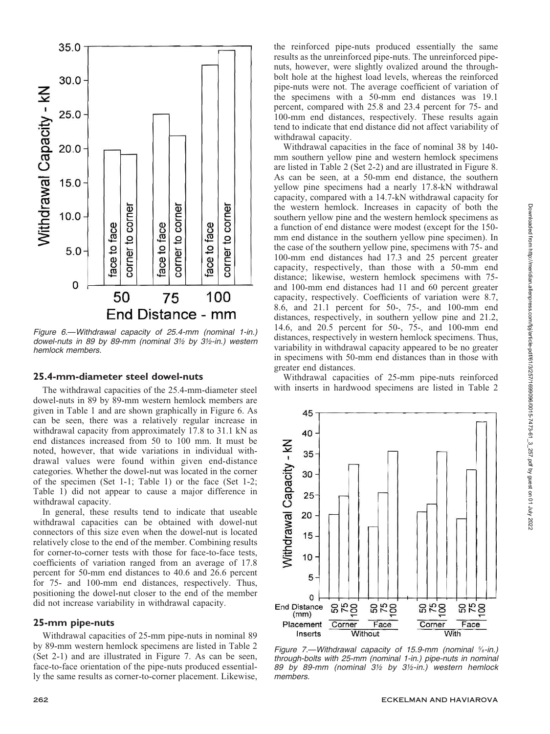Figure 6.—Withdrawal capacity of 25.4-mm (nominal 1-in.) dowel-nuts in 89 by 89-mm (nominal 3½ by 3½-in.) western hemlock members.

### 25.4-mm-diameter steel dowel-nuts

The withdrawal capacities of the 25.4-mm-diameter steel dowel-nuts in 89 by 89-mm western hemlock members are given in Table 1 and are shown graphically in Figure 6. As can be seen, there was a relatively regular increase in withdrawal capacity from approximately 17.8 to 31.1 kN as end distances increased from 50 to 100 mm. It must be noted, however, that wide variations in individual withdrawal values were found within given end-distance categories. Whether the dowel-nut was located in the corner of the specimen (Set 1-1; Table 1) or the face (Set 1-2; Table 1) did not appear to cause a major difference in withdrawal capacity.

In general, these results tend to indicate that useable withdrawal capacities can be obtained with dowel-nut connectors of this size even when the dowel-nut is located relatively close to the end of the member. Combining results for corner-to-corner tests with those for face-to-face tests, coefficients of variation ranged from an average of 17.8 percent for 50-mm end distances to 40.6 and 26.6 percent for 75- and 100-mm end distances, respectively. Thus, positioning the dowel-nut closer to the end of the member did not increase variability in withdrawal capacity.

### 25-mm pipe-nuts

Withdrawal capacities of 25-mm pipe-nuts in nominal 89 by 89-mm western hemlock specimens are listed in Table 2 (Set 2-1) and are illustrated in Figure 7. As can be seen, face-to-face orientation of the pipe-nuts produced essentially the same results as corner-to-corner placement. Likewise, the reinforced pipe-nuts produced essentially the same results as the unreinforced pipe-nuts. The unreinforced pipe-nuts, however, were slightly ovalized around the through-bolt hole at the highest load levels, whereas the reinforced pipe-nuts were not. The average coefficient of variation of the specimens with a 50-mm end distances was 19.1 percent, compared with 25.8 and 23.4 percent for 75- and 100-mm end distances, respectively. These results again tend to indicate that end distance did not affect variability of withdrawal capacity.

Withdrawal capacities in the face of nominal 38 by 140-mm southern yellow pine and western hemlock specimens are listed in Table 2 (Set 2-2) and are illustrated in Figure 8. As can be seen, at a 50-mm end distance, the southern yellow pine specimens had a nearly 17.8-kN withdrawal capacity, compared with a 14.7-kN withdrawal capacity for the western hemlock. Increases in capacity of both the southern yellow pine and the western hemlock specimens as a function of end distance were modest (except for the 150-mm end distance in the southern yellow pine specimen). In the case of the southern yellow pine, specimens with 75- and 100-mm end distances had 17.3 and 25 percent greater capacity, respectively, than those with a 50-mm end distance; likewise, western hemlock specimens with 75- and 100-mm end distances had 11 and 60 percent greater capacity, respectively. Coefficients of variation were 8.7, 8.6, and 21.1 percent for 50-, 75-, and 100-mm end distances, respectively, in southern yellow pine and 21.2, 14.6, and 20.5 percent for 50-, 75-, and 100-mm end distances, respectively in western hemlock specimens. Thus, variability in withdrawal capacity appeared to be no greater in specimens with 50-mm end distances than in those with greater end distances.

Withdrawal capacities of 25-mm pipe-nuts reinforced with inserts in hardwood specimens are listed in Table 2

Figure 7.—Withdrawal capacity of 15.9-mm (nominal ⅝-in.) through-bolts with 25-mm (nominal 1-in.) pipe-nuts in nominal 89 by 89-mm (nominal 3½ by 3½-in.) western hemlock members.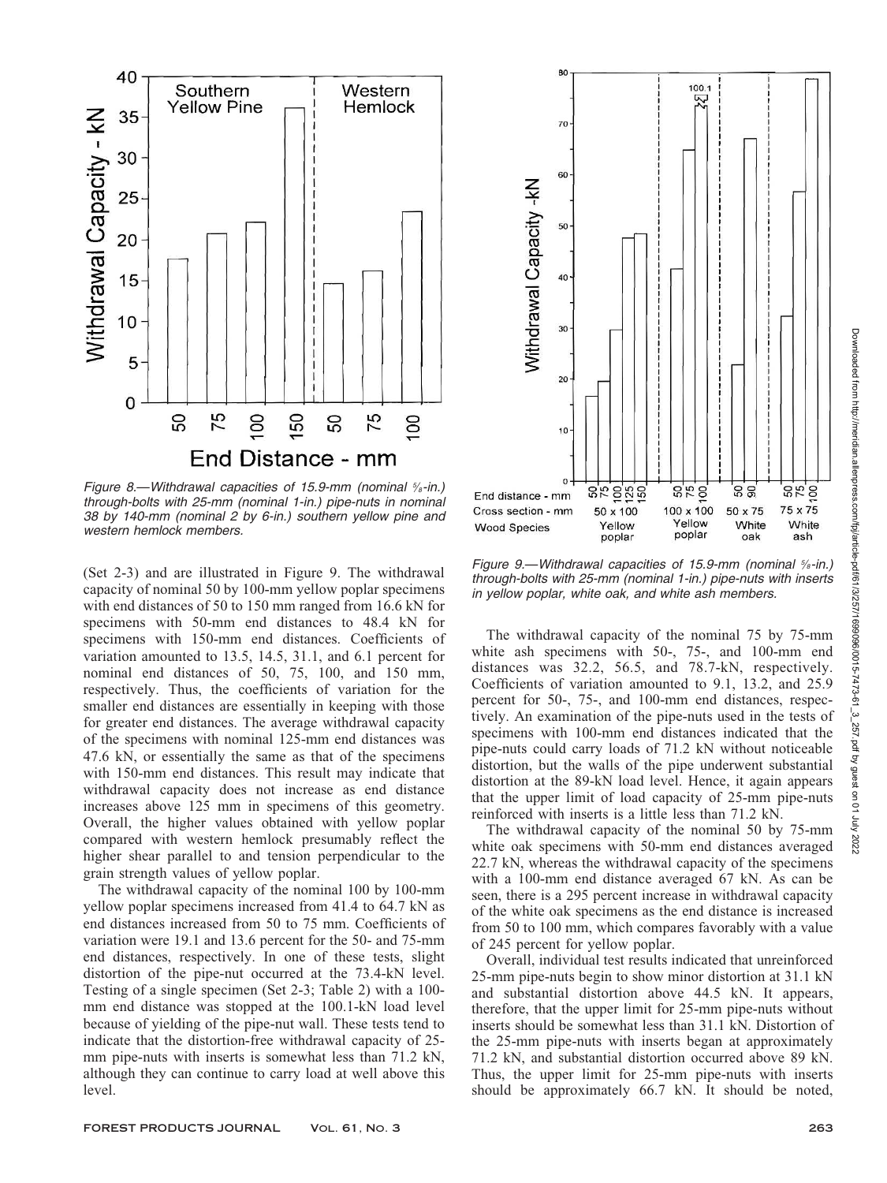Figure 8.—Withdrawal capacities of 15.9-mm (nominal ⅝-in.) through-bolts with 25-mm (nominal 1-in.) pipe-nuts in nominal 38 by 140-mm (nominal 2 by 6-in.) southern yellow pine and western hemlock members.

(Set 2-3) and are illustrated in Figure 9. The withdrawal capacity of nominal 50 by 100-mm yellow poplar specimens with end distances of 50 to 150 mm ranged from 16.6 kN for specimens with 50-mm end distances to 48.4 kN for specimens with 150-mm end distances. Coefficients of variation amounted to 13.5, 14.5, 31.1, and 6.1 percent for nominal end distances of 50, 75, 100, and 150 mm, respectively. Thus, the coefficients of variation for the smaller end distances are essentially in keeping with those for greater end distances. The average withdrawal capacity of the specimens with nominal 125-mm end distances was 47.6 kN, or essentially the same as that of the specimens with 150-mm end distances. This result may indicate that withdrawal capacity does not increase as end distance increases above 125 mm in specimens of this geometry. Overall, the higher values obtained with yellow poplar compared with western hemlock presumably reflect the higher shear parallel to and tension perpendicular to the grain strength values of yellow poplar.

The withdrawal capacity of the nominal 100 by 100-mm yellow poplar specimens increased from 41.4 to 64.7 kN as end distances increased from 50 to 75 mm. Coefficients of variation were 19.1 and 13.6 percent for the 50- and 75-mm end distances, respectively. In one of these tests, slight distortion of the pipe-nut occurred at the 73.4-kN level. Testing of a single specimen (Set 2-3; Table 2) with a 100-mm end distance was stopped at the 100.1-kN load level because of yielding of the pipe-nut wall. These tests tend to indicate that the distortion-free withdrawal capacity of 25-mm pipe-nuts with inserts is somewhat less than 71.2 kN, although they can continue to carry load at well above this level.

Figure 9.—Withdrawal capacities of 15.9-mm (nominal ⅝-in.) through-bolts with 25-mm (nominal 1-in.) pipe-nuts with inserts in yellow poplar, white oak, and white ash members.

The withdrawal capacity of the nominal 75 by 75-mm white ash specimens with 50-, 75-, and 100-mm end distances was 32.2, 56.5, and 78.7-kN, respectively. Coefficients of variation amounted to 9.1, 13.2, and 25.9 percent for 50-, 75-, and 100-mm end distances, respectively. An examination of the pipe-nuts used in the tests of specimens with 100-mm end distances indicated that the pipe-nuts could carry loads of 71.2 kN without noticeable distortion, but the walls of the pipe underwent substantial distortion at the 89-kN load level. Hence, it again appears that the upper limit of load capacity of 25-mm pipe-nuts reinforced with inserts is a little less than 71.2 kN.

The withdrawal capacity of the nominal 50 by 75-mm white oak specimens with 50-mm end distances averaged 22.7 kN, whereas the withdrawal capacity of the specimens with a 100-mm end distance averaged 67 kN. As can be seen, there is a 295 percent increase in withdrawal capacity of the white oak specimens as the end distance is increased from 50 to 100 mm, which compares favorably with a value of 245 percent for yellow poplar.

Overall, individual test results indicated that unreinforced 25-mm pipe-nuts begin to show minor distortion at 31.1 kN and substantial distortion above 44.5 kN. It appears, therefore, that the upper limit for 25-mm pipe-nuts without inserts should be somewhat less than 31.1 kN. Distortion of the 25-mm pipe-nuts with inserts began at approximately 71.2 kN, and substantial distortion occurred above 89 kN. Thus, the upper limit for 25-mm pipe-nuts with inserts should be approximately 66.7 kN. It should be noted,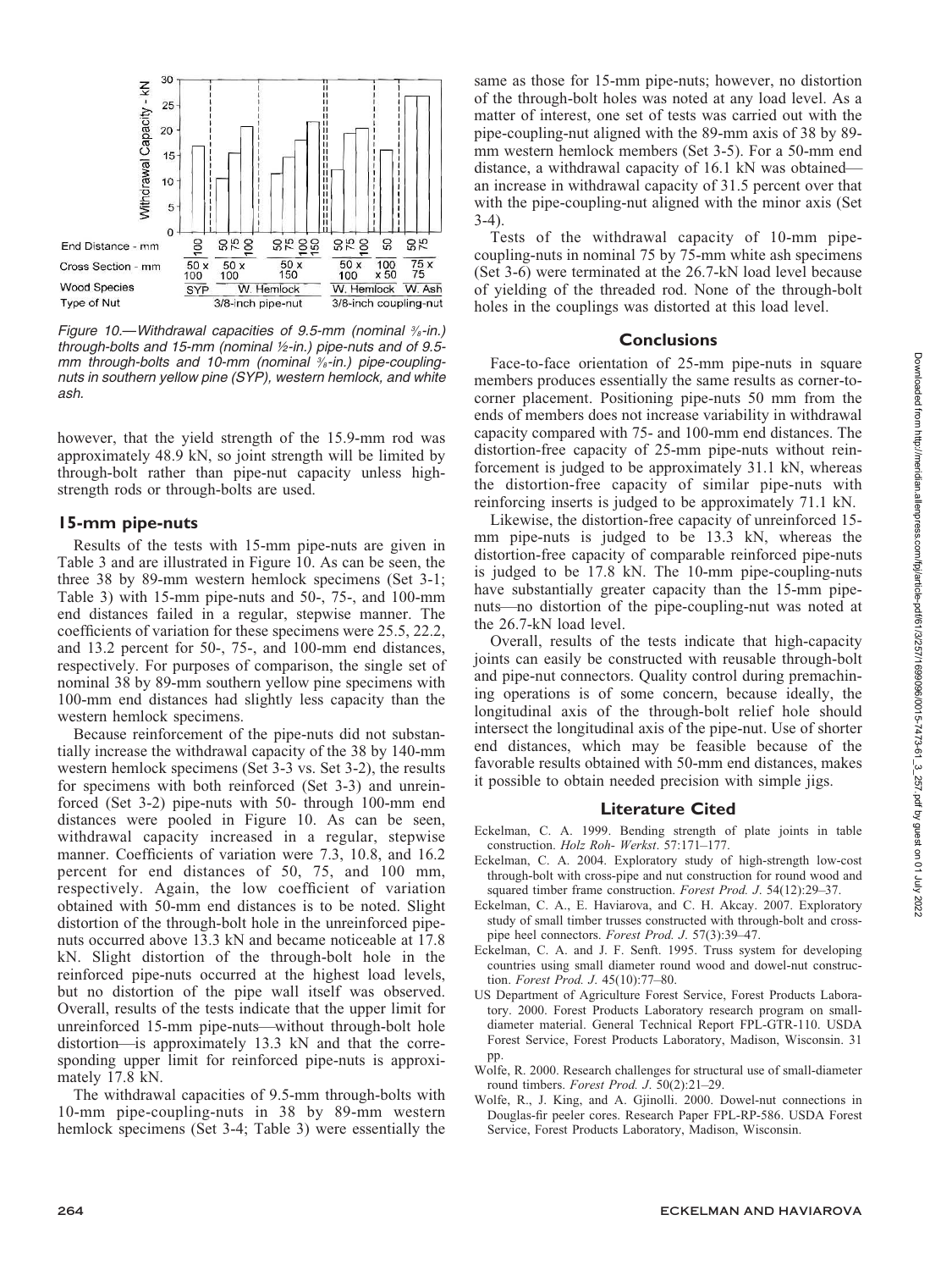Withdrawal Capacity - kN

30
25
20
15
10
5
0

End Distance - mm: 100 | 50 75 100 | 50 75 100 150 | 50 75 100 | 50 | 50 75

Cross Section - mm: 50 x 100 | 50 x 100 | 50 x 150 | 50 x 100 | 100 x 50 | 75 x 75

Wood Species: SYP | W. Hemlock | W. Hemlock | W. Ash

Type of Nut: 3/8-inch pipe-nut | 3/8-inch coupling-nut

*Figure 10.—Withdrawal capacities of 9.5-mm (nominal ⅜-in.) through-bolts and 15-mm (nominal ½-in.) pipe-nuts and of 9.5-mm through-bolts and 10-mm (nominal ⅜-in.) pipe-coupling-nuts in southern yellow pine (SYP), western hemlock, and white ash.*

however, that the yield strength of the 15.9-mm rod was approximately 48.9 kN, so joint strength will be limited by through-bolt rather than pipe-nut capacity unless high-strength rods or through-bolts are used.

## 15-mm pipe-nuts

Results of the tests with 15-mm pipe-nuts are given in Table 3 and are illustrated in Figure 10. As can be seen, the three 38 by 89-mm western hemlock specimens (Set 3-1; Table 3) with 15-mm pipe-nuts and 50-, 75-, and 100-mm end distances failed in a regular, stepwise manner. The coefficients of variation for these specimens were 25.5, 22.2, and 13.2 percent for 50-, 75-, and 100-mm end distances, respectively. For purposes of comparison, the single set of nominal 38 by 89-mm southern yellow pine specimens with 100-mm end distances had slightly less capacity than the western hemlock specimens.

Because reinforcement of the pipe-nuts did not substantially increase the withdrawal capacity of the 38 by 140-mm western hemlock specimens (Set 3-3 vs. Set 3-2), the results for specimens with both reinforced (Set 3-3) and unreinforced (Set 3-2) pipe-nuts with 50- through 100-mm end distances were pooled in Figure 10. As can be seen, withdrawal capacity increased in a regular, stepwise manner. Coefficients of variation were 7.3, 10.8, and 16.2 percent for end distances of 50, 75, and 100 mm, respectively. Again, the low coefficient of variation obtained with 50-mm end distances is to be noted. Slight distortion of the through-bolt hole in the unreinforced pipe-nuts occurred above 13.3 kN and became noticeable at 17.8 kN. Slight distortion of the through-bolt hole in the reinforced pipe-nuts occurred at the highest load levels, but no distortion of the pipe wall itself was observed. Overall, results of the tests indicate that the upper limit for unreinforced 15-mm pipe-nuts—without through-bolt hole distortion—is approximately 13.3 kN and that the corresponding upper limit for reinforced pipe-nuts is approximately 17.8 kN.

The withdrawal capacities of 9.5-mm through-bolts with 10-mm pipe-coupling-nuts in 38 by 89-mm western hemlock specimens (Set 3-4; Table 3) were essentially the same as those for 15-mm pipe-nuts; however, no distortion of the through-bolt holes was noted at any load level. As a matter of interest, one set of tests was carried out with the pipe-coupling-nut aligned with the 89-mm axis of 38 by 89-mm western hemlock members (Set 3-5). For a 50-mm end distance, a withdrawal capacity of 16.1 kN was obtained—an increase in withdrawal capacity of 31.5 percent over that with the pipe-coupling-nut aligned with the minor axis (Set 3-4).

Tests of the withdrawal capacity of 10-mm pipe-coupling-nuts in nominal 75 by 75-mm white ash specimens (Set 3-6) were terminated at the 26.7-kN load level because of yielding of the threaded rod. None of the through-bolt holes in the couplings was distorted at this load level.

## Conclusions

Face-to-face orientation of 25-mm pipe-nuts in square members produces essentially the same results as corner-to-corner placement. Positioning pipe-nuts 50 mm from the ends of members does not increase variability in withdrawal capacity compared with 75- and 100-mm end distances. The distortion-free capacity of 25-mm pipe-nuts without reinforcement is judged to be approximately 31.1 kN, whereas the distortion-free capacity of similar pipe-nuts with reinforcing inserts is judged to be approximately 71.1 kN.

Likewise, the distortion-free capacity of unreinforced 15-mm pipe-nuts is judged to be 13.3 kN, whereas the distortion-free capacity of comparable reinforced pipe-nuts is judged to be 17.8 kN. The 10-mm pipe-coupling-nuts have substantially greater capacity than the 15-mm pipe-nuts—no distortion of the pipe-coupling-nut was noted at the 26.7-kN load level.

Overall, results of the tests indicate that high-capacity joints can easily be constructed with reusable through-bolt and pipe-nut connectors. Quality control during premachining operations is of some concern, because ideally, the longitudinal axis of the through-bolt relief hole should intersect the longitudinal axis of the pipe-nut. Use of shorter end distances, which may be feasible because of the favorable results obtained with 50-mm end distances, makes it possible to obtain needed precision with simple jigs.

## Literature Cited

Eckelman, C. A. 1999. Bending strength of plate joints in table construction. *Holz Roh- Werkst*. 57:171–177.

Eckelman, C. A. 2004. Exploratory study of high-strength low-cost through-bolt with cross-pipe and nut construction for round wood and squared timber frame construction. *Forest Prod. J*. 54(12):29–37.

Eckelman, C. A., E. Haviarova, and C. H. Akcay. 2007. Exploratory study of small timber trusses constructed with through-bolt and cross-pipe heel connectors. *Forest Prod. J*. 57(3):39–47.

Eckelman, C. A. and J. F. Senft. 1995. Truss system for developing countries using small diameter round wood and dowel-nut construction. *Forest Prod. J*. 45(10):77–80.

US Department of Agriculture Forest Service, Forest Products Laboratory. 2000. Forest Products Laboratory research program on small-diameter material. General Technical Report FPL-GTR-110. USDA Forest Service, Forest Products Laboratory, Madison, Wisconsin. 31 pp.

Wolfe, R. 2000. Research challenges for structural use of small-diameter round timbers. *Forest Prod. J*. 50(2):21–29.

Wolfe, R., J. King, and A. Gjinolli. 2000. Dowel-nut connections in Douglas-fir peeler cores. Research Paper FPL-RP-586. USDA Forest Service, Forest Products Laboratory, Madison, Wisconsin.